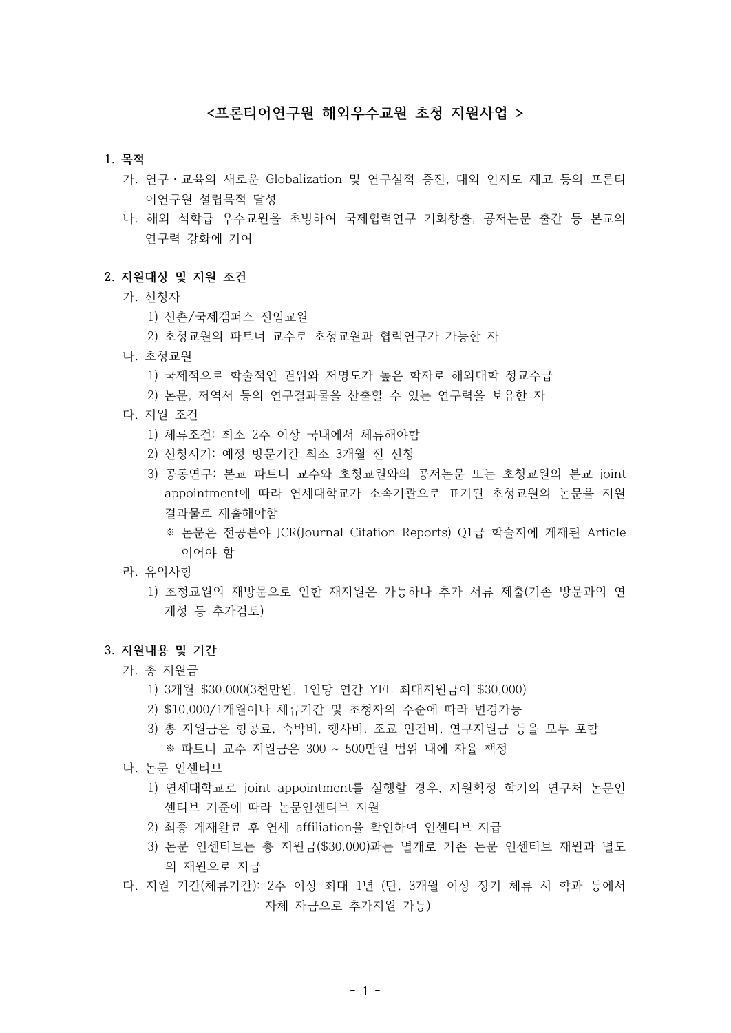# <프론티어연구원 해외우수교원 초청 지원사업 >

## 1. 목적

가. 연구·교육의 새로운 Globalization 및 연구실적 증진, 대외 인지도 제고 등의 프론티어연구원 설립목적 달성

나. 해외 석학급 우수교원을 초빙하여 국제협력연구 기회창출, 공저논문 출간 등 본교의 연구력 강화에 기여

## 2. 지원대상 및 지원 조건

가. 신청자

1) 신촌/국제캠퍼스 전임교원

2) 초청교원의 파트너 교수로 초청교원과 협력연구가 가능한 자

나. 초청교원

1) 국제적으로 학술적인 권위와 저명도가 높은 학자로 해외대학 정교수급

2) 논문, 저역서 등의 연구결과물을 산출할 수 있는 연구력을 보유한 자

다. 지원 조건

1) 체류조건: 최소 2주 이상 국내에서 체류해야함

2) 신청시기: 예정 방문기간 최소 3개월 전 신청

3) 공동연구: 본교 파트너 교수와 초청교원와의 공저논문 또는 초청교원의 본교 joint appointment에 따라 연세대학교가 소속기관으로 표기된 초청교원의 논문을 지원 결과물로 제출해야함

※ 논문은 전공분야 JCR(Journal Citation Reports) Q1급 학술지에 게재된 Article 이어야 함

라. 유의사항

1) 초청교원의 재방문으로 인한 재지원은 가능하나 추가 서류 제출(기존 방문과의 연계성 등 추가검토)

## 3. 지원내용 및 기간

가. 총 지원금

1) 3개월 $30,000(3천만원, 1인당 연간 YFL 최대지원금이 $30,000)

2) $10,000/1개월이나 체류기간 및 초청자의 수준에 따라 변경가능

3) 총 지원금은 항공료, 숙박비, 행사비, 조교 인건비, 연구지원금 등을 모두 포함

※ 파트너 교수 지원금은 300 ~ 500만원 범위 내에 자율 책정

나. 논문 인센티브

1) 연세대학교로 joint appointment를 실행할 경우, 지원확정 학기의 연구처 논문인센티브 기준에 따라 논문인센티브 지원

2) 최종 게재완료 후 연세 affiliation을 확인하여 인센티브 지급

3) 논문 인센티브는 총 지원금($30,000)과는 별개로 기존 논문 인센티브 재원과 별도의 재원으로 지급

다. 지원 기간(체류기간): 2주 이상 최대 1년 (단, 3개월 이상 장기 체류 시 학과 등에서 자체 자금으로 추가지원 가능)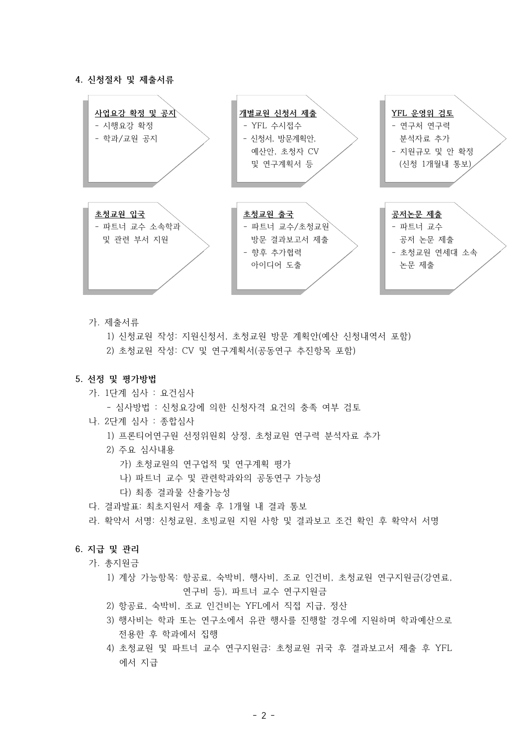## 4. 신청절차 및 제출서류

**사업요강 확정 및 공지**
- 시행요강 확정
- 학과/교원 공지

**개별교원 신청서 제출**
- YFL 수시접수
- 신청서, 방문계획안, 예산안, 초청자 CV 및 연구계획서 등

**YFL 운영위 검토**
- 연구처 연구력 분석자료 추가
- 지원규모 및 안 확정 (신청 1개월내 통보)

**초청교원 입국**
- 파트너 교수 소속학과 및 관련 부서 지원

**초청교원 출국**
- 파트너 교수/초청교원 방문 결과보고서 제출
- 향후 추가협력 아이디어 도출

**공저논문 제출**
- 파트너 교수 공저 논문 제출
- 초청교원 연세대 소속 논문 제출

가. 제출서류

1) 신청교원 작성: 지원신청서, 초청교원 방문 계획안(예산 신청내역서 포함)

2) 초청교원 작성: CV 및 연구계획서(공동연구 추진항목 포함)

## 5. 선정 및 평가방법

가. 1단계 심사 : 요건심사

- 심사방법 : 신청요강에 의한 신청자격 요건의 충족 여부 검토

나. 2단계 심사 : 종합심사

1) 프론티어연구원 선정위원회 상정, 초청교원 연구력 분석자료 추가

2) 주요 심사내용

가) 초청교원의 연구업적 및 연구계획 평가

나) 파트너 교수 및 관련학과와의 공동연구 가능성

다) 최종 결과물 산출가능성

다. 결과발표: 최초지원서 제출 후 1개월 내 결과 통보

라. 확약서 서명: 신청교원, 초빙교원 지원 사항 및 결과보고 조건 확인 후 확약서 서명

## 6. 지급 및 관리

가. 총지원금

1) 계상 가능항목: 항공료, 숙박비, 행사비, 조교 인건비, 초청교원 연구지원금(강연료, 연구비 등), 파트너 교수 연구지원금

2) 항공료, 숙박비, 조교 인건비는 YFL에서 직접 지급, 정산

3) 행사비는 학과 또는 연구소에서 유관 행사를 진행할 경우에 지원하며 학과예산으로 전용한 후 학과에서 집행

4) 초청교원 및 파트너 교수 연구지원금: 초청교원 귀국 후 결과보고서 제출 후 YFL에서 지급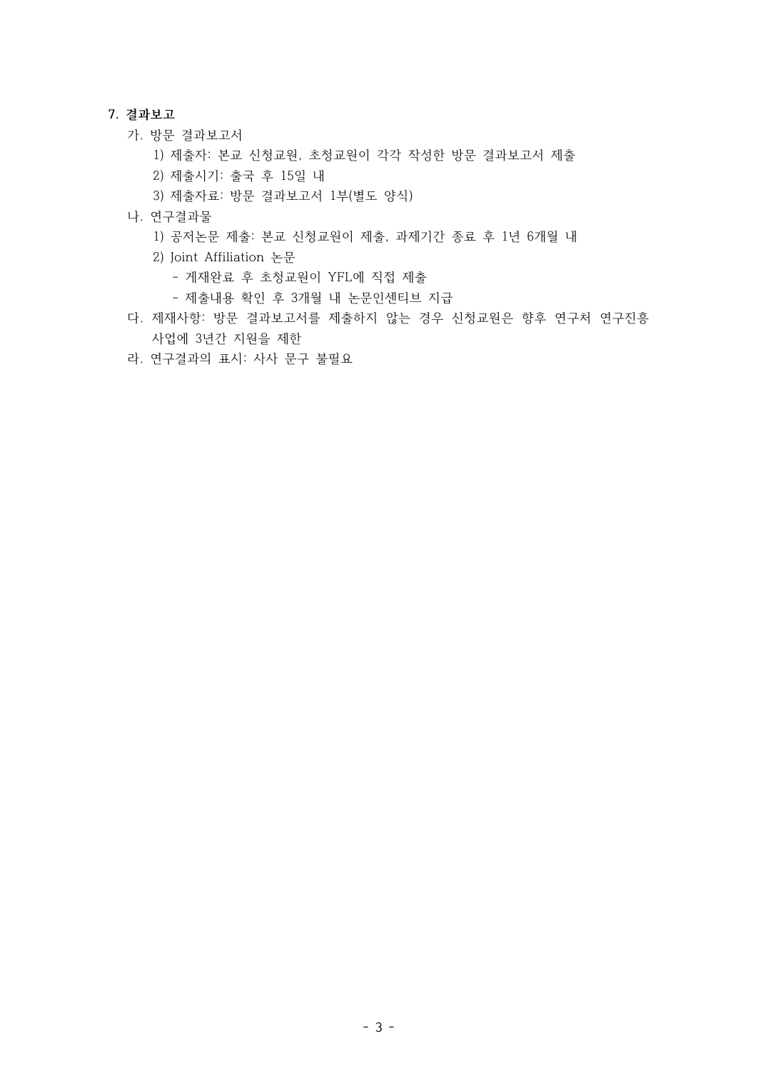**7. 결과보고**

가. 방문 결과보고서

1) 제출자: 본교 신청교원, 초청교원이 각각 작성한 방문 결과보고서 제출

2) 제출시기: 출국 후 15일 내

3) 제출자료: 방문 결과보고서 1부(별도 양식)

나. 연구결과물

1) 공저논문 제출: 본교 신청교원이 제출, 과제기간 종료 후 1년 6개월 내

2) Joint Affiliation 논문

- 게재완료 후 초청교원이 YFL에 직접 제출
- 제출내용 확인 후 3개월 내 논문인센티브 지급

다. 제재사항: 방문 결과보고서를 제출하지 않는 경우 신청교원은 향후 연구처 연구진흥 사업에 3년간 지원을 제한

라. 연구결과의 표시: 사사 문구 불필요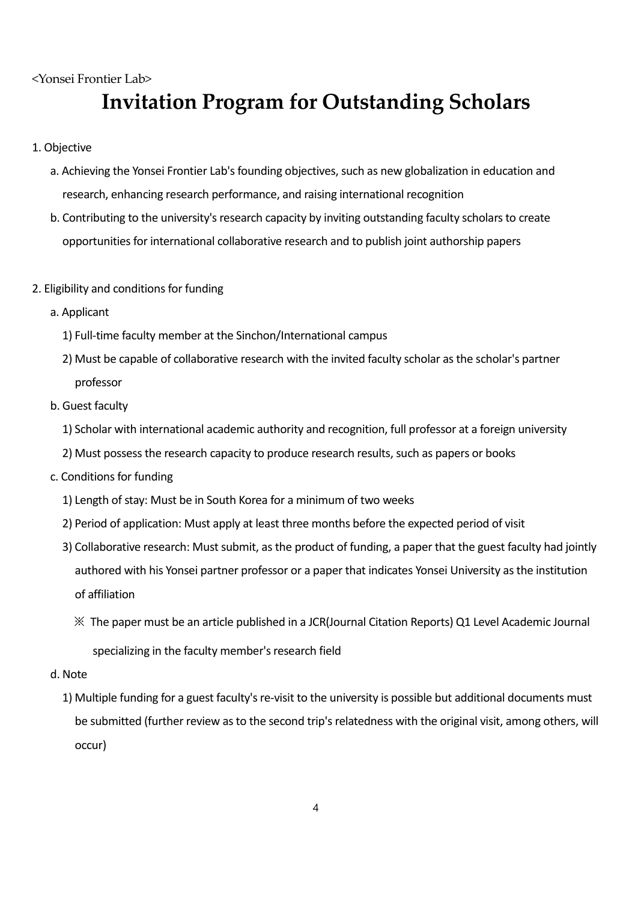<Yonsei Frontier Lab>

# Invitation Program for Outstanding Scholars

1. Objective

   a. Achieving the Yonsei Frontier Lab's founding objectives, such as new globalization in education and research, enhancing research performance, and raising international recognition

   b. Contributing to the university's research capacity by inviting outstanding faculty scholars to create opportunities for international collaborative research and to publish joint authorship papers

2. Eligibility and conditions for funding

   a. Applicant

      1) Full-time faculty member at the Sinchon/International campus

      2) Must be capable of collaborative research with the invited faculty scholar as the scholar's partner professor

   b. Guest faculty

      1) Scholar with international academic authority and recognition, full professor at a foreign university

      2) Must possess the research capacity to produce research results, such as papers or books

   c. Conditions for funding

      1) Length of stay: Must be in South Korea for a minimum of two weeks

      2) Period of application: Must apply at least three months before the expected period of visit

      3) Collaborative research: Must submit, as the product of funding, a paper that the guest faculty had jointly authored with his Yonsei partner professor or a paper that indicates Yonsei University as the institution of affiliation

         ※ The paper must be an article published in a JCR(Journal Citation Reports) Q1 Level Academic Journal specializing in the faculty member's research field

   d. Note

      1) Multiple funding for a guest faculty's re-visit to the university is possible but additional documents must be submitted (further review as to the second trip's relatedness with the original visit, among others, will occur)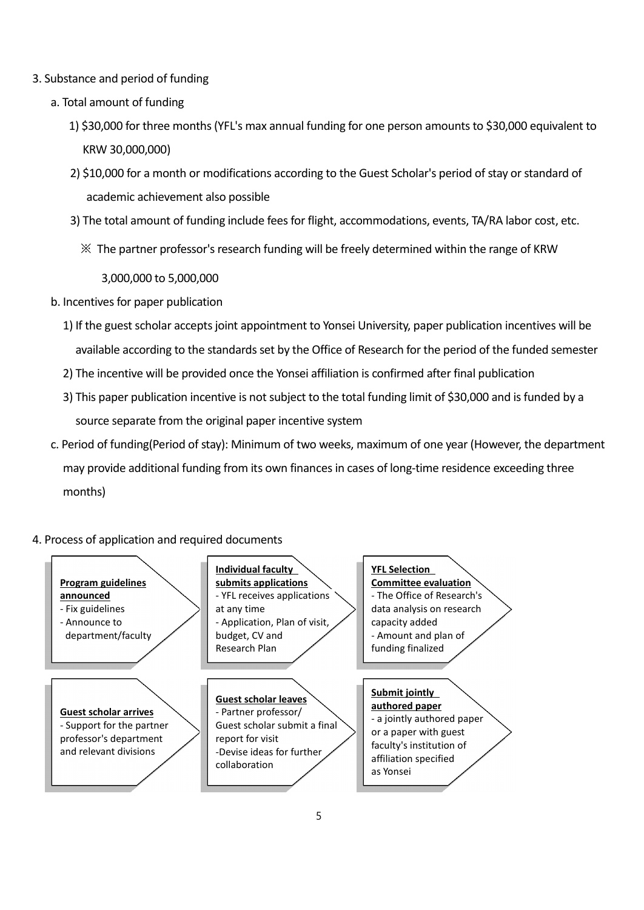3. Substance and period of funding

   a. Total amount of funding

      1) $30,000 for three months (YFL's max annual funding for one person amounts to $30,000 equivalent to KRW 30,000,000)

      2) $10,000 for a month or modifications according to the Guest Scholar's period of stay or standard of academic achievement also possible

      3) The total amount of funding include fees for flight, accommodations, events, TA/RA labor cost, etc.

         ※ The partner professor's research funding will be freely determined within the range of KRW 3,000,000 to 5,000,000

   b. Incentives for paper publication

      1) If the guest scholar accepts joint appointment to Yonsei University, paper publication incentives will be available according to the standards set by the Office of Research for the period of the funded semester

      2) The incentive will be provided once the Yonsei affiliation is confirmed after final publication

      3) This paper publication incentive is not subject to the total funding limit of $30,000 and is funded by a source separate from the original paper incentive system

   c. Period of funding(Period of stay): Minimum of two weeks, maximum of one year (However, the department may provide additional funding from its own finances in cases of long-time residence exceeding three months)

4. Process of application and required documents

**Program guidelines announced**
- Fix guidelines
- Announce to department/faculty

→ **Individual faculty submits applications**
- YFL receives applications at any time
- Application, Plan of visit, budget, CV and Research Plan

→ **YFL Selection Committee evaluation**
- The Office of Research's data analysis on research capacity added
- Amount and plan of funding finalized

→ **Guest scholar arrives**
- Support for the partner professor's department and relevant divisions

→ **Guest scholar leaves**
- Partner professor/ Guest scholar submit a final report for visit
- Devise ideas for further collaboration

→ **Submit jointly authored paper**
- a jointly authored paper or a paper with guest faculty's institution of affiliation specified as Yonsei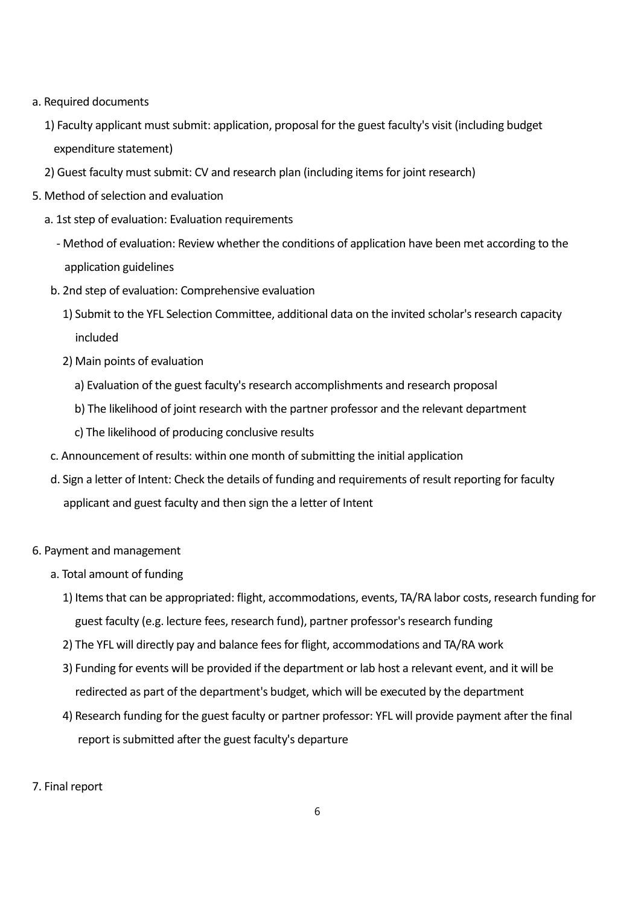a. Required documents

1) Faculty applicant must submit: application, proposal for the guest faculty's visit (including budget expenditure statement)

2) Guest faculty must submit: CV and research plan (including items for joint research)

5. Method of selection and evaluation

a. 1st step of evaluation: Evaluation requirements

- Method of evaluation: Review whether the conditions of application have been met according to the application guidelines

b. 2nd step of evaluation: Comprehensive evaluation

1) Submit to the YFL Selection Committee, additional data on the invited scholar's research capacity included

2) Main points of evaluation

a) Evaluation of the guest faculty's research accomplishments and research proposal

b) The likelihood of joint research with the partner professor and the relevant department

c) The likelihood of producing conclusive results

c. Announcement of results: within one month of submitting the initial application

d. Sign a letter of Intent: Check the details of funding and requirements of result reporting for faculty applicant and guest faculty and then sign the a letter of Intent

6. Payment and management

a. Total amount of funding

1) Items that can be appropriated: flight, accommodations, events, TA/RA labor costs, research funding for guest faculty (e.g. lecture fees, research fund), partner professor's research funding

2) The YFL will directly pay and balance fees for flight, accommodations and TA/RA work

3) Funding for events will be provided if the department or lab host a relevant event, and it will be redirected as part of the department's budget, which will be executed by the department

4) Research funding for the guest faculty or partner professor: YFL will provide payment after the final report is submitted after the guest faculty's departure

7. Final report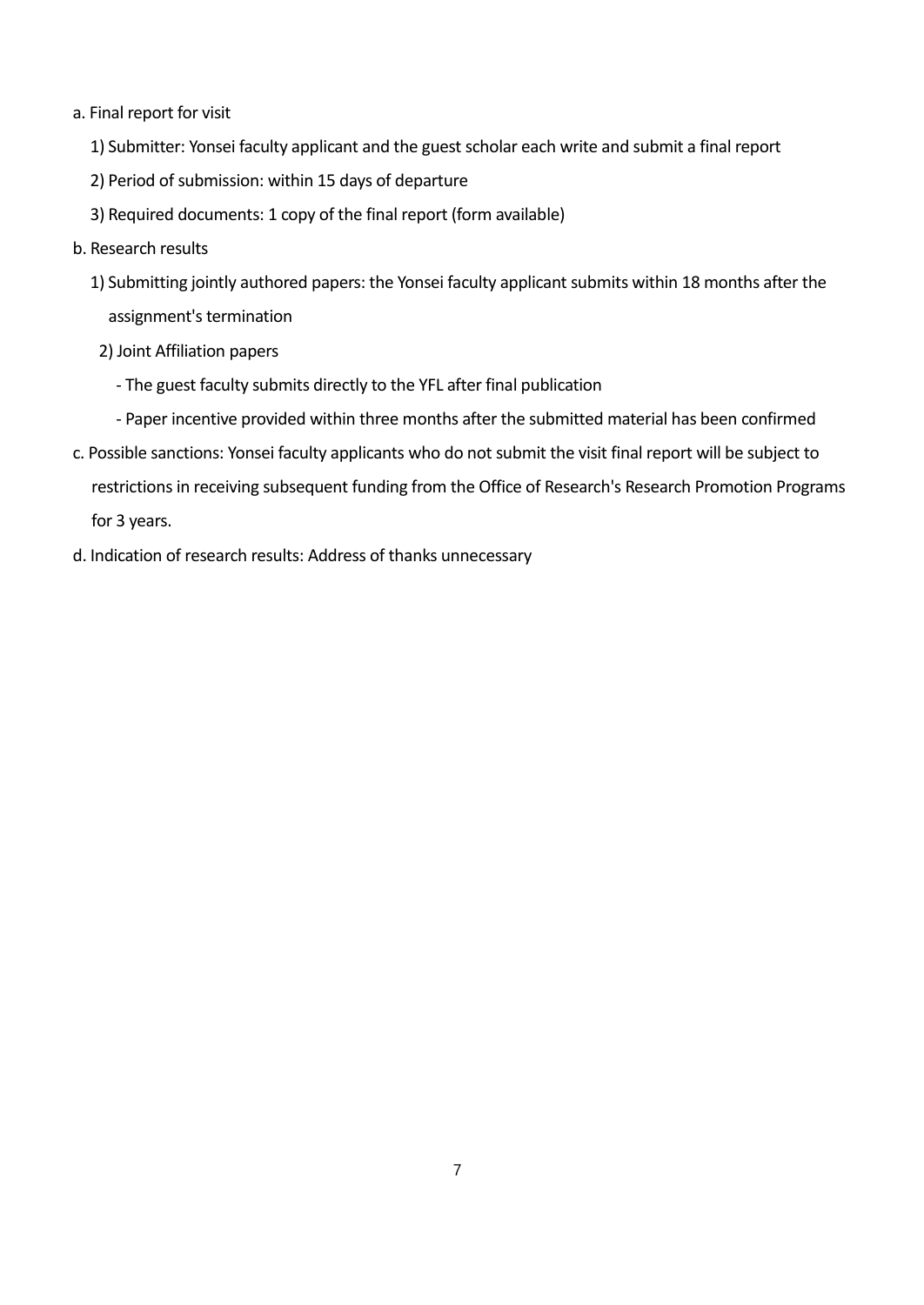a. Final report for visit

   1) Submitter: Yonsei faculty applicant and the guest scholar each write and submit a final report

   2) Period of submission: within 15 days of departure

   3) Required documents: 1 copy of the final report (form available)

b. Research results

   1) Submitting jointly authored papers: the Yonsei faculty applicant submits within 18 months after the assignment's termination

   2) Joint Affiliation papers

      - The guest faculty submits directly to the YFL after final publication

      - Paper incentive provided within three months after the submitted material has been confirmed

c. Possible sanctions: Yonsei faculty applicants who do not submit the visit final report will be subject to restrictions in receiving subsequent funding from the Office of Research's Research Promotion Programs for 3 years.

d. Indication of research results: Address of thanks unnecessary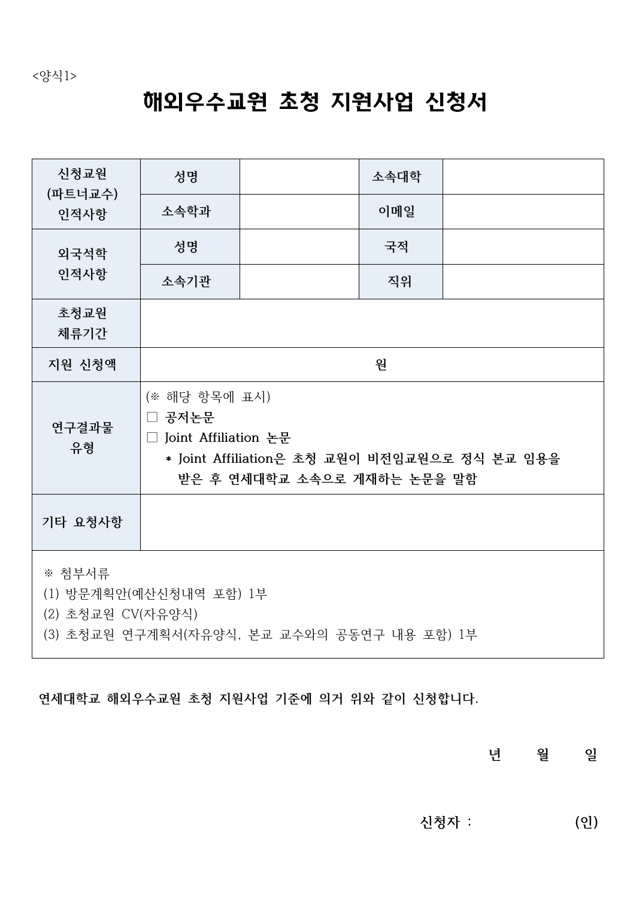<양식1>

# 해외우수교원 초청 지원사업 신청서

| 신청교원 (파트너교수) 인적사항 | 성명 | | 소속대학 | |
|---|---|---|---|---|
| | 소속학과 | | 이메일 | |
| 외국석학 인적사항 | 성명 | | 국적 | |
| | 소속기관 | | 직위 | |
| 초청교원 체류기간 | | | | |
| 지원 신청액 | 원 | | | |
| 연구결과물 유형 | (※ 해당 항목에 표시)<br>□ 공저논문<br>□ Joint Affiliation 논문<br>* Joint Affiliation은 초청 교원이 비전임교원으로 정식 본교 임용을 받은 후 연세대학교 소속으로 게재하는 논문을 말함 | | | |
| 기타 요청사항 | | | | |

※ 첨부서류
(1) 방문계획안(예산신청내역 포함) 1부
(2) 초청교원 CV(자유양식)
(3) 초청교원 연구계획서(자유양식, 본교 교수와의 공동연구 내용 포함) 1부

**연세대학교 해외우수교원 초청 지원사업 기준에 의거 위와 같이 신청합니다.**

**년 월 일**

**신청자 : (인)**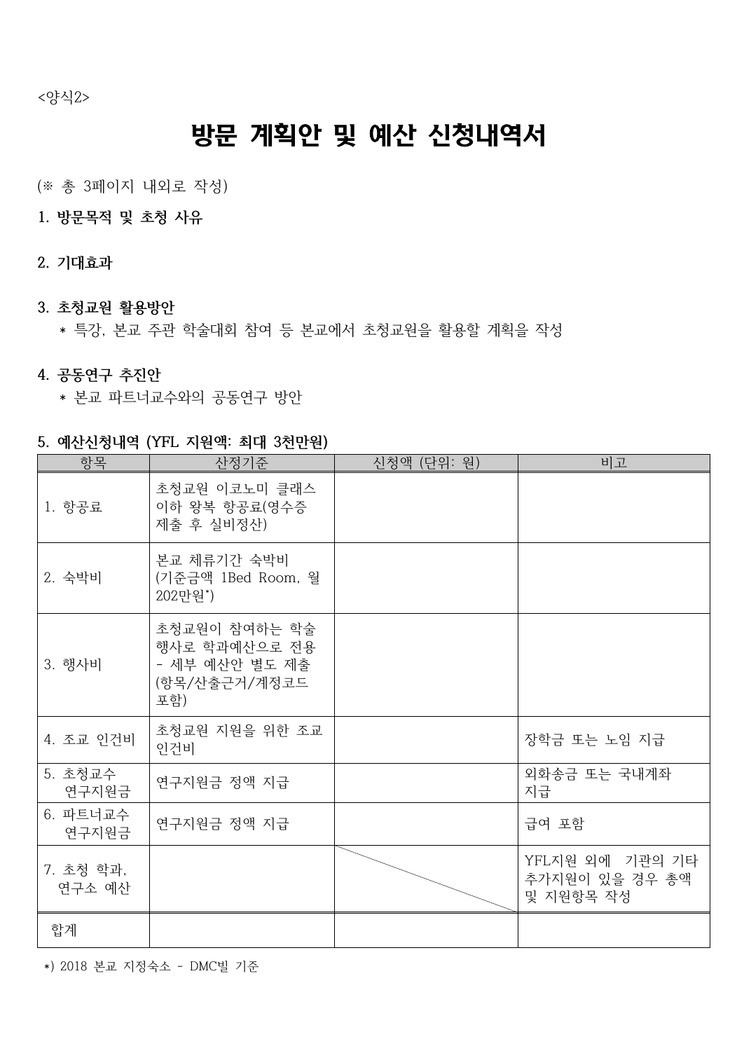<양식2>

# 방문 계획안 및 예산 신청내역서

(※ 총 3페이지 내외로 작성)

**1. 방문목적 및 초청 사유**

**2. 기대효과**

**3. 초청교원 활용방안**

* 특강, 본교 주관 학술대회 참여 등 본교에서 초청교원을 활용할 계획을 작성

**4. 공동연구 추진안**

* 본교 파트너교수와의 공동연구 방안

**5. 예산신청내역 (YFL 지원액: 최대 3천만원)**

| 항목 | 산정기준 | 신청액 (단위: 원) | 비고 |
|---|---|---|---|
| 1. 항공료 | 초청교원 이코노미 클래스 이하 왕복 항공료(영수증 제출 후 실비정산) | | |
| 2. 숙박비 | 본교 체류기간 숙박비 (기준금액 1Bed Room, 월 202만원*) | | |
| 3. 행사비 | 초청교원이 참여하는 학술행사로 학과예산으로 전용 - 세부 예산안 별도 제출 (항목/산출근거/계정코드 포함) | | |
| 4. 조교 인건비 | 초청교원 지원을 위한 조교 인건비 | | 장학금 또는 노임 지급 |
| 5. 초청교수 연구지원금 | 연구지원금 정액 지급 | | 외화송금 또는 국내계좌 지급 |
| 6. 파트너교수 연구지원금 | 연구지원금 정액 지급 | | 급여 포함 |
| 7. 초청 학과, 연구소 예산 | | | YFL지원 외에 기관의 기타 추가지원이 있을 경우 총액 및 지원항목 작성 |
| 합계 | | | |

*) 2018 본교 지정숙소 - DMC빌 기준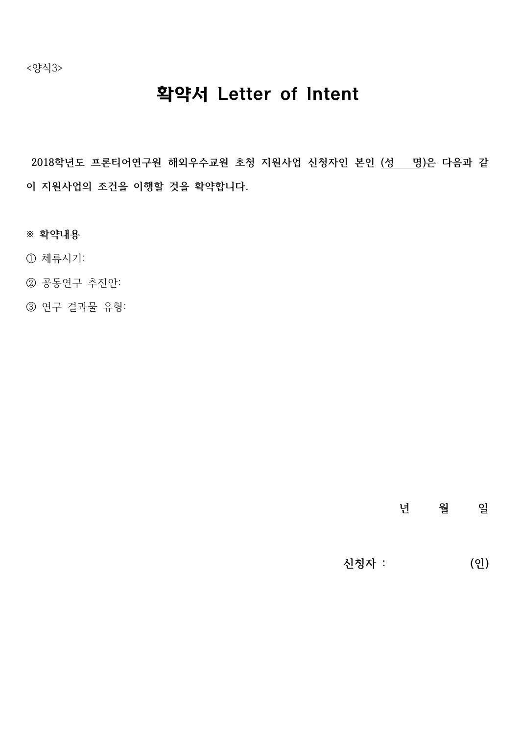<양식3>

# 확약서 Letter of Intent

2018학년도 프론티어연구원 해외우수교원 초청 지원사업 신청자인 본인 (성　　명)은 다음과 같이 지원사업의 조건을 이행할 것을 확약합니다.

**※ 확약내용**

① 체류시기:

② 공동연구 추진안:

③ 연구 결과물 유형:

**년　　월　　일**

**신청자 :　　　　　　(인)**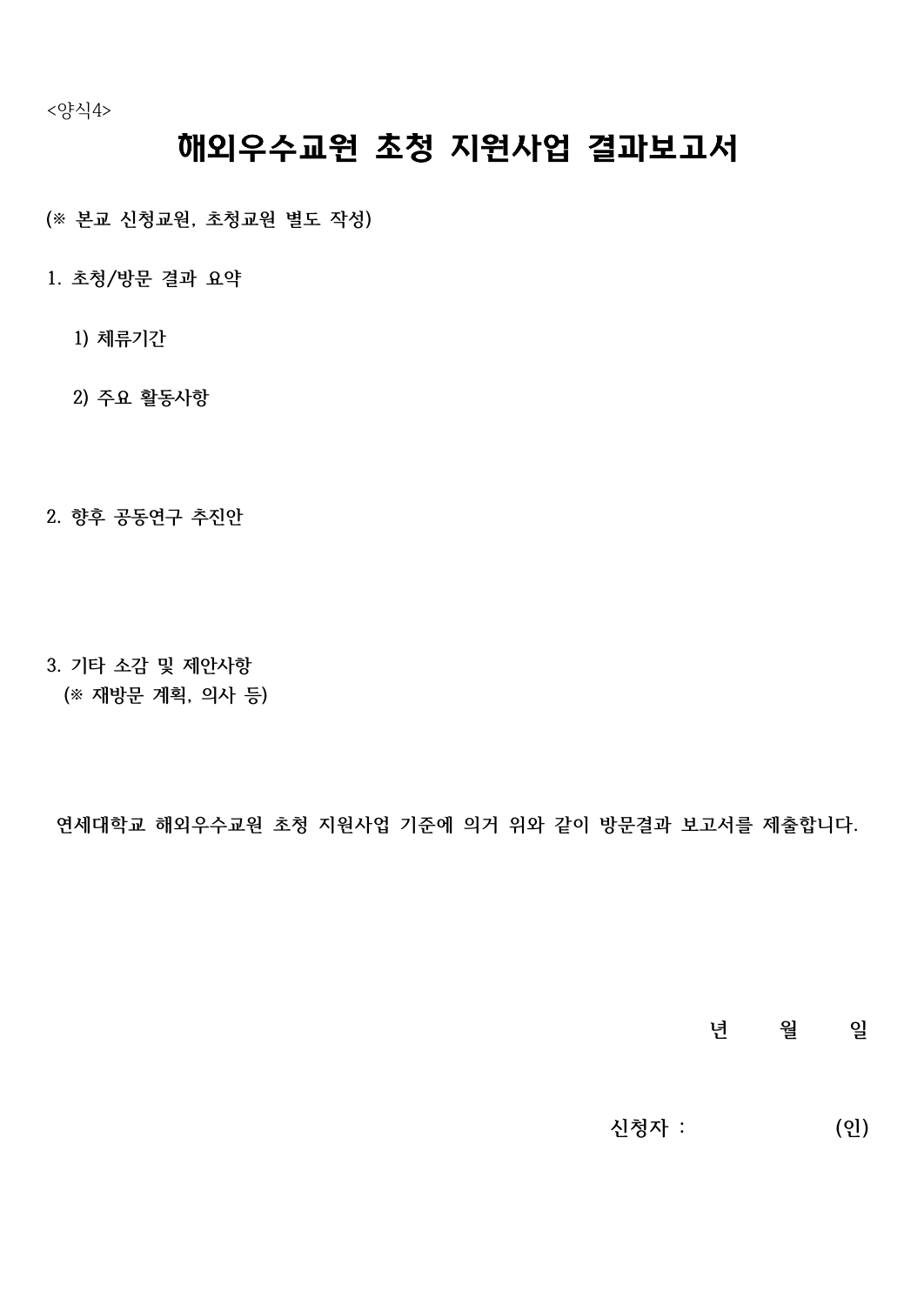<양식4>

# 해외우수교원 초청 지원사업 결과보고서

(※ 본교 신청교원, 초청교원 별도 작성)

1. 초청/방문 결과 요약

   1) 체류기간

   2) 주요 활동사항

2. 향후 공동연구 추진안

3. 기타 소감 및 제안사항
   (※ 재방문 계획, 의사 등)

연세대학교 해외우수교원 초청 지원사업 기준에 의거 위와 같이 방문결과 보고서를 제출합니다.

년　　월　　일

신청자 :　　　　　　(인)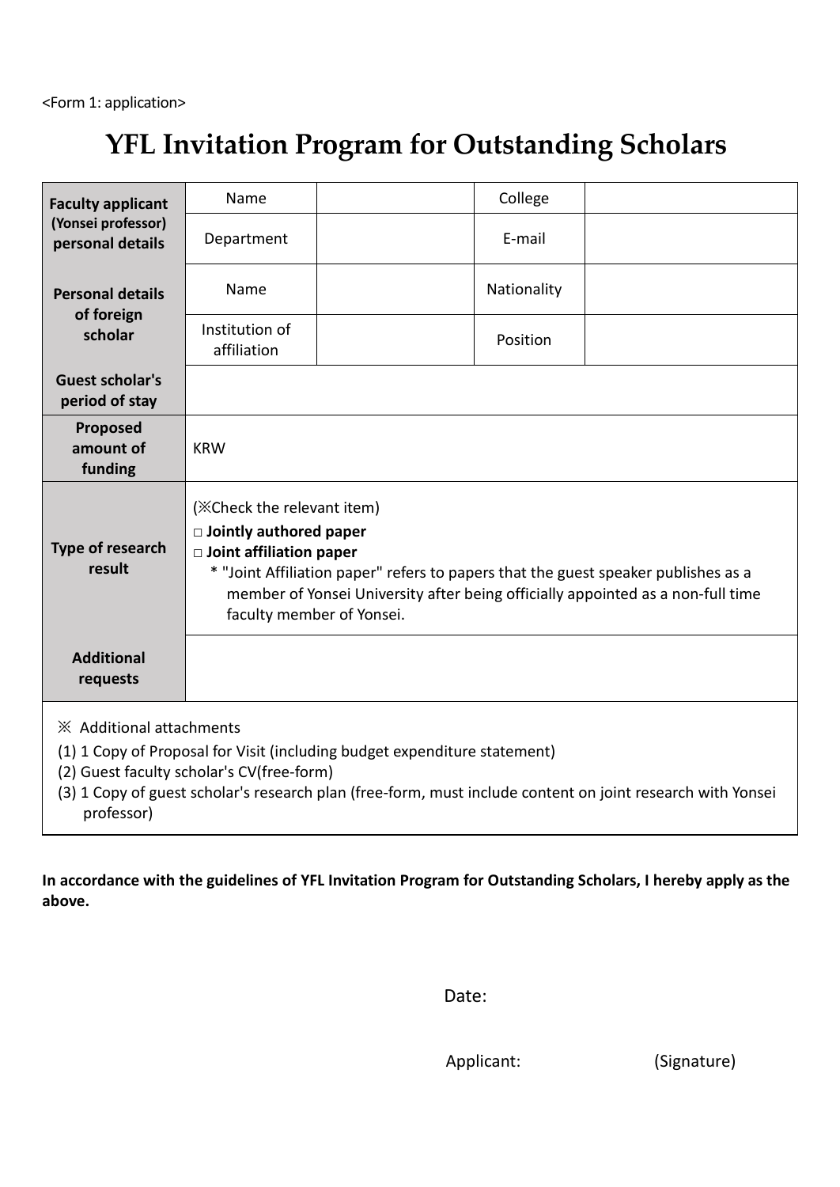<Form 1: application>

# YFL Invitation Program for Outstanding Scholars

| | | | | |
|---|---|---|---|---|
| **Faculty applicant (Yonsei professor) personal details** | Name | | College | |
| | Department | | E-mail | |
| **Personal details of foreign scholar** | Name | | Nationality | |
| | Institution of affiliation | | Position | |
| **Guest scholar's period of stay** | | | | |
| **Proposed amount of funding** | KRW | | | |
| **Type of research result** | (※Check the relevant item)<br>□ **Jointly authored paper**<br>□ **Joint affiliation paper**<br>* "Joint Affiliation paper" refers to papers that the guest speaker publishes as a member of Yonsei University after being officially appointed as a non-full time faculty member of Yonsei. | | | |
| **Additional requests** | | | | |

※ Additional attachments

(1) 1 Copy of Proposal for Visit (including budget expenditure statement)
(2) Guest faculty scholar's CV(free-form)
(3) 1 Copy of guest scholar's research plan (free-form, must include content on joint research with Yonsei professor)

**In accordance with the guidelines of YFL Invitation Program for Outstanding Scholars, I hereby apply as the above.**

Date:

Applicant: (Signature)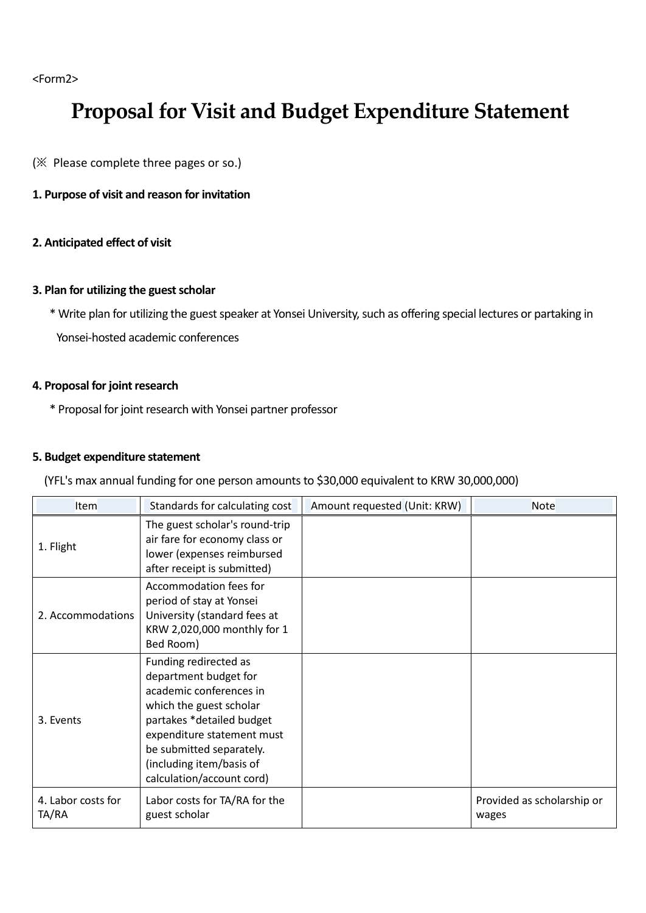<Form2>

# Proposal for Visit and Budget Expenditure Statement

(※ Please complete three pages or so.)

**1. Purpose of visit and reason for invitation**

**2. Anticipated effect of visit**

**3. Plan for utilizing the guest scholar**

\* Write plan for utilizing the guest speaker at Yonsei University, such as offering special lectures or partaking in Yonsei-hosted academic conferences

**4. Proposal for joint research**

\* Proposal for joint research with Yonsei partner professor

**5. Budget expenditure statement**

(YFL's max annual funding for one person amounts to $30,000 equivalent to KRW 30,000,000)

| Item | Standards for calculating cost | Amount requested (Unit: KRW) | Note |
|---|---|---|---|
| 1. Flight | The guest scholar's round-trip air fare for economy class or lower (expenses reimbursed after receipt is submitted) | | |
| 2. Accommodations | Accommodation fees for period of stay at Yonsei University (standard fees at KRW 2,020,000 monthly for 1 Bed Room) | | |
| 3. Events | Funding redirected as department budget for academic conferences in which the guest scholar partakes *detailed budget expenditure statement must be submitted separately. (including item/basis of calculation/account cord) | | |
| 4. Labor costs for TA/RA | Labor costs for TA/RA for the guest scholar | | Provided as scholarship or wages |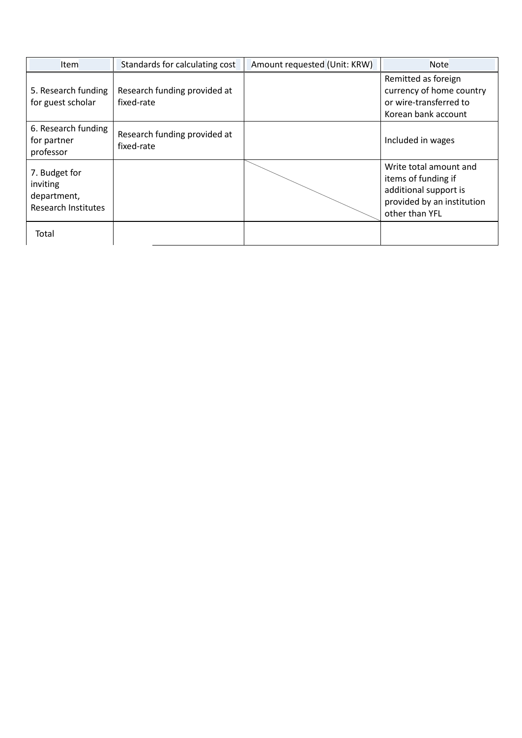| Item | Standards for calculating cost | Amount requested (Unit: KRW) | Note |
| --- | --- | --- | --- |
| 5. Research funding for guest scholar | Research funding provided at fixed-rate | | Remitted as foreign currency of home country or wire-transferred to Korean bank account |
| 6. Research funding for partner professor | Research funding provided at fixed-rate | | Included in wages |
| 7. Budget for inviting department, Research Institutes | | | Write total amount and items of funding if additional support is provided by an institution other than YFL |
| Total | | | |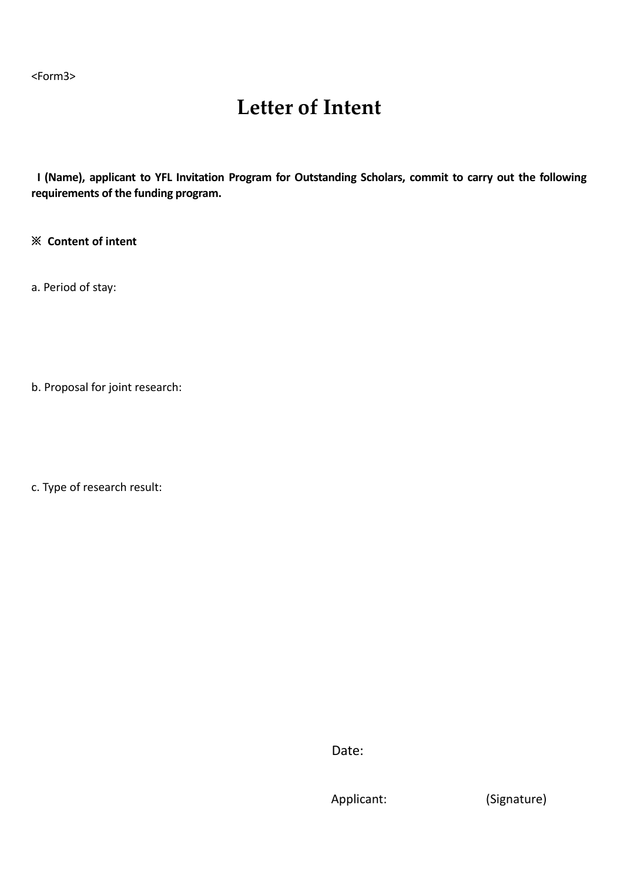<Form3>

# Letter of Intent

**I (Name), applicant to YFL Invitation Program for Outstanding Scholars, commit to carry out the following requirements of the funding program.**

**※ Content of intent**

a. Period of stay:

b. Proposal for joint research:

c. Type of research result:

Date:

Applicant: (Signature)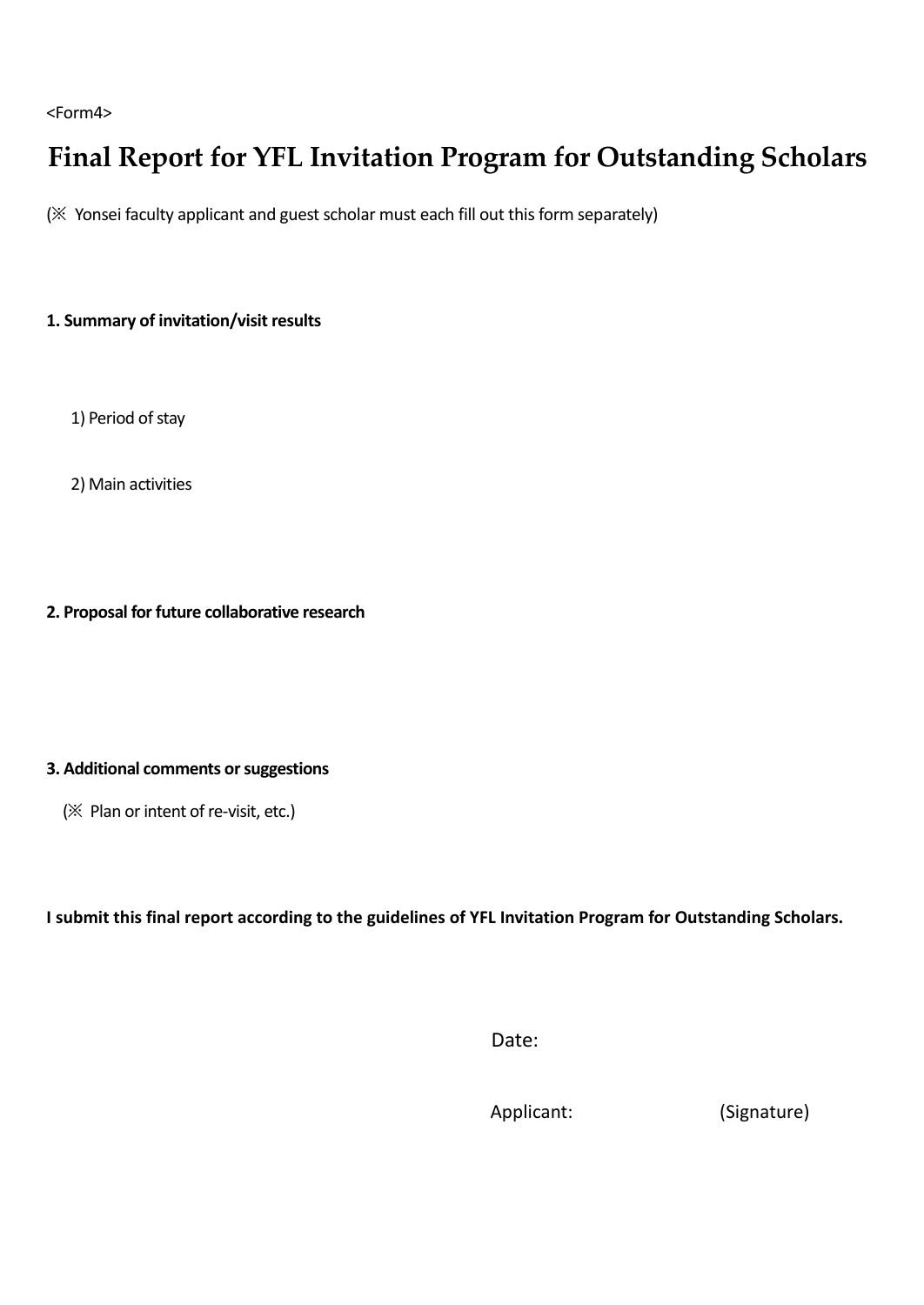<Form4>

# Final Report for YFL Invitation Program for Outstanding Scholars

(※ Yonsei faculty applicant and guest scholar must each fill out this form separately)

**1. Summary of invitation/visit results**

1) Period of stay

2) Main activities

**2. Proposal for future collaborative research**

**3. Additional comments or suggestions**

(※ Plan or intent of re-visit, etc.)

**I submit this final report according to the guidelines of YFL Invitation Program for Outstanding Scholars.**

Date:

Applicant: (Signature)